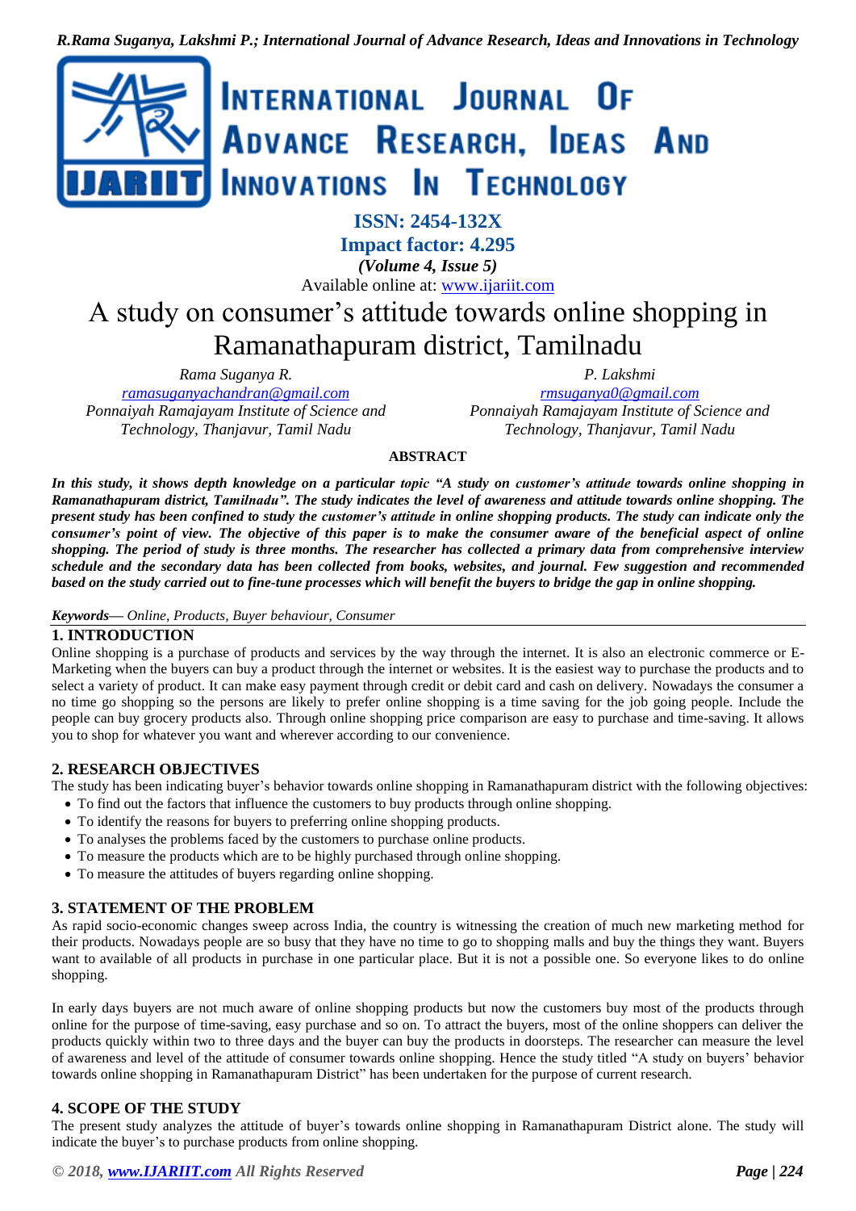ISSN: 2454-132X

Impact factor: 4.295

*(Volume 4, Issue 5)*

Available online at: www.ijariit.com

# A study on consumer's attitude towards online shopping in Ramanathapuram district, Tamilnadu

*Rama Suganya R.*
*ramasuganyachandran@gmail.com*
*Ponnaiyah Ramajayam Institute of Science and Technology, Thanjavur, Tamil Nadu*

*P. Lakshmi*
*rmsuganya0@gmail.com*
*Ponnaiyah Ramajayam Institute of Science and Technology, Thanjavur, Tamil Nadu*

**ABSTRACT**

***In this study, it shows depth knowledge on a particular topic "A study on customer's attitude towards online shopping in Ramanathapuram district, Tamilnadu". The study indicates the level of awareness and attitude towards online shopping. The present study has been confined to study the customer's attitude in online shopping products. The study can indicate only the consumer's point of view. The objective of this paper is to make the consumer aware of the beneficial aspect of online shopping. The period of study is three months. The researcher has collected a primary data from comprehensive interview schedule and the secondary data has been collected from books, websites, and journal. Few suggestion and recommended based on the study carried out to fine-tune processes which will benefit the buyers to bridge the gap in online shopping.***

***Keywords***— *Online, Products, Buyer behaviour, Consumer*

## 1. INTRODUCTION

Online shopping is a purchase of products and services by the way through the internet. It is also an electronic commerce or E-Marketing when the buyers can buy a product through the internet or websites. It is the easiest way to purchase the products and to select a variety of product. It can make easy payment through credit or debit card and cash on delivery. Nowadays the consumer a no time go shopping so the persons are likely to prefer online shopping is a time saving for the job going people. Include the people can buy grocery products also. Through online shopping price comparison are easy to purchase and time-saving. It allows you to shop for whatever you want and wherever according to our convenience.

## 2. RESEARCH OBJECTIVES

The study has been indicating buyer's behavior towards online shopping in Ramanathapuram district with the following objectives:

- To find out the factors that influence the customers to buy products through online shopping.
- To identify the reasons for buyers to preferring online shopping products.
- To analyses the problems faced by the customers to purchase online products.
- To measure the products which are to be highly purchased through online shopping.
- To measure the attitudes of buyers regarding online shopping.

## 3. STATEMENT OF THE PROBLEM

As rapid socio-economic changes sweep across India, the country is witnessing the creation of much new marketing method for their products. Nowadays people are so busy that they have no time to go to shopping malls and buy the things they want. Buyers want to available of all products in purchase in one particular place. But it is not a possible one. So everyone likes to do online shopping.

In early days buyers are not much aware of online shopping products but now the customers buy most of the products through online for the purpose of time-saving, easy purchase and so on. To attract the buyers, most of the online shoppers can deliver the products quickly within two to three days and the buyer can buy the products in doorsteps. The researcher can measure the level of awareness and level of the attitude of consumer towards online shopping. Hence the study titled "A study on buyers' behavior towards online shopping in Ramanathapuram District" has been undertaken for the purpose of current research.

## 4. SCOPE OF THE STUDY

The present study analyzes the attitude of buyer's towards online shopping in Ramanathapuram District alone. The study will indicate the buyer's to purchase products from online shopping.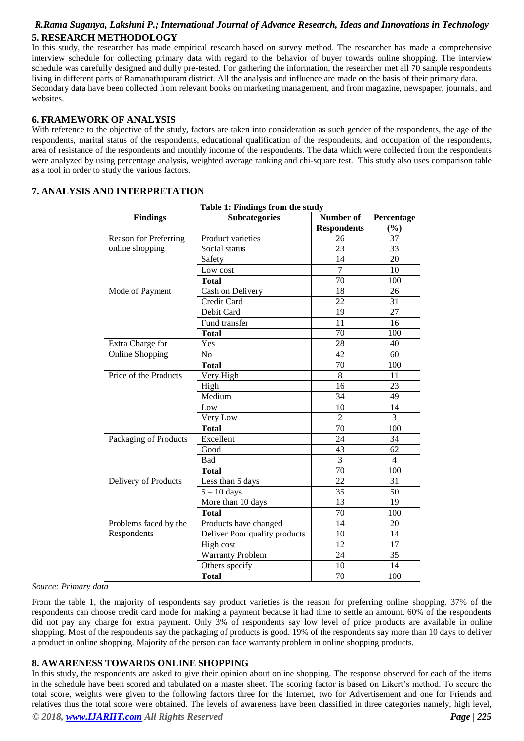## 5. RESEARCH METHODOLOGY

In this study, the researcher has made empirical research based on survey method. The researcher has made a comprehensive interview schedule for collecting primary data with regard to the behavior of buyer towards online shopping. The interview schedule was carefully designed and dully pre-tested. For gathering the information, the researcher met all 70 sample respondents living in different parts of Ramanathapuram district. All the analysis and influence are made on the basis of their primary data. Secondary data have been collected from relevant books on marketing management, and from magazine, newspaper, journals, and websites.

## 6. FRAMEWORK OF ANALYSIS

With reference to the objective of the study, factors are taken into consideration as such gender of the respondents, the age of the respondents, marital status of the respondents, educational qualification of the respondents, and occupation of the respondents, area of resistance of the respondents and monthly income of the respondents. The data which were collected from the respondents were analyzed by using percentage analysis, weighted average ranking and chi-square test. This study also uses comparison table as a tool in order to study the various factors.

## 7. ANALYSIS AND INTERPRETATION

**Table 1: Findings from the study**

| Findings | Subcategories | Number of Respondents | Percentage (%) |
|---|---|---|---|
| Reason for Preferring online shopping | Product varieties | 26 | 37 |
| | Social status | 23 | 33 |
| | Safety | 14 | 20 |
| | Low cost | 7 | 10 |
| | **Total** | 70 | 100 |
| Mode of Payment | Cash on Delivery | 18 | 26 |
| | Credit Card | 22 | 31 |
| | Debit Card | 19 | 27 |
| | Fund transfer | 11 | 16 |
| | **Total** | 70 | 100 |
| Extra Charge for Online Shopping | Yes | 28 | 40 |
| | No | 42 | 60 |
| | **Total** | 70 | 100 |
| Price of the Products | Very High | 8 | 11 |
| | High | 16 | 23 |
| | Medium | 34 | 49 |
| | Low | 10 | 14 |
| | Very Low | 2 | 3 |
| | **Total** | 70 | 100 |
| Packaging of Products | Excellent | 24 | 34 |
| | Good | 43 | 62 |
| | Bad | 3 | 4 |
| | **Total** | 70 | 100 |
| Delivery of Products | Less than 5 days | 22 | 31 |
| | 5 – 10 days | 35 | 50 |
| | More than 10 days | 13 | 19 |
| | **Total** | 70 | 100 |
| Problems faced by the Respondents | Products have changed | 14 | 20 |
| | Deliver Poor quality products | 10 | 14 |
| | High cost | 12 | 17 |
| | Warranty Problem | 24 | 35 |
| | Others specify | 10 | 14 |
| | **Total** | 70 | 100 |

*Source: Primary data*

From the table 1, the majority of respondents say product varieties is the reason for preferring online shopping. 37% of the respondents can choose credit card mode for making a payment because it had time to settle an amount. 60% of the respondents did not pay any charge for extra payment. Only 3% of respondents say low level of price products are available in online shopping. Most of the respondents say the packaging of products is good. 19% of the respondents say more than 10 days to deliver a product in online shopping. Majority of the person can face warranty problem in online shopping products.

## 8. AWARENESS TOWARDS ONLINE SHOPPING

In this study, the respondents are asked to give their opinion about online shopping. The response observed for each of the items in the schedule have been scored and tabulated on a master sheet. The scoring factor is based on Likert's method. To secure the total score, weights were given to the following factors three for the Internet, two for Advertisement and one for Friends and relatives thus the total score were obtained. The levels of awareness have been classified in three categories namely, high level,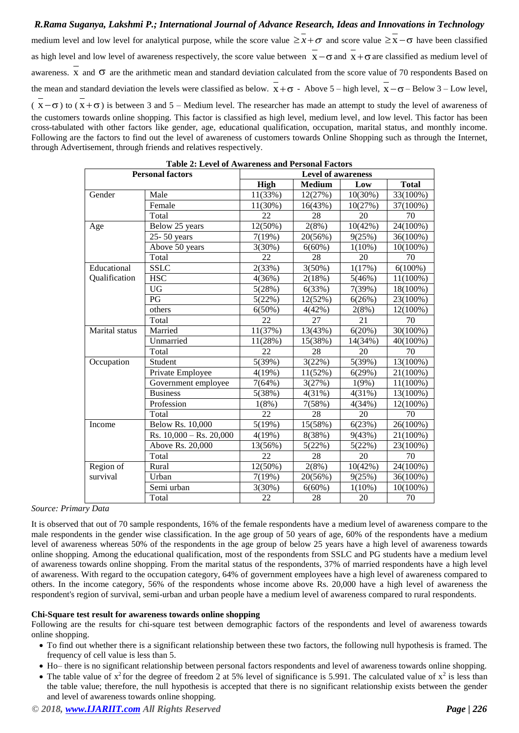medium level and low level for analytical purpose, while the score value $\geq \bar{x}+\sigma$ and score value $\geq \bar{x}-\sigma$ have been classified as high level and low level of awareness respectively, the score value between $\bar{x}-\sigma$ and $\bar{x}+\sigma$ are classified as medium level of awareness. $\bar{x}$ and $\sigma$ are the arithmetic mean and standard deviation calculated from the score value of 70 respondents Based on the mean and standard deviation the levels were classified as below. $\bar{x}+\sigma$ - Above 5 – high level, $\bar{x}-\sigma$ – Below 3 – Low level, ($\bar{x}-\sigma$) to ($\bar{x}+\sigma$) is between 3 and 5 – Medium level. The researcher has made an attempt to study the level of awareness of the customers towards online shopping. This factor is classified as high level, medium level, and low level. This factor has been cross-tabulated with other factors like gender, age, educational qualification, occupation, marital status, and monthly income. Following are the factors to find out the level of awareness of customers towards Online Shopping such as through the Internet, through Advertisement, through friends and relatives respectively.

**Table 2: Level of Awareness and Personal Factors**

| Personal factors | | Level of awareness | | | |
|---|---|---|---|---|---|
| | | **High** | **Medium** | **Low** | **Total** |
| Gender | Male | 11(33%) | 12(27%) | 10(30%) | 33(100%) |
| | Female | 11(30%) | 16(43%) | 10(27%) | 37(100%) |
| | Total | 22 | 28 | 20 | 70 |
| Age | Below 25 years | 12(50%) | 2(8%) | 10(42%) | 24(100%) |
| | 25- 50 years | 7(19%) | 20(56%) | 9(25%) | 36(100%) |
| | Above 50 years | 3(30%) | 6(60%) | 1(10%) | 10(100%) |
| | Total | 22 | 28 | 20 | 70 |
| Educational Qualification | SSLC | 2(33%) | 3(50%) | 1(17%) | 6(100%) |
| | HSC | 4(36%) | 2(18%) | 5(46%) | 11(100%) |
| | UG | 5(28%) | 6(33%) | 7(39%) | 18(100%) |
| | PG | 5(22%) | 12(52%) | 6(26%) | 23(100%) |
| | others | 6(50%) | 4(42%) | 2(8%) | 12(100%) |
| | Total | 22 | 27 | 21 | 70 |
| Marital status | Married | 11(37%) | 13(43%) | 6(20%) | 30(100%) |
| | Unmarried | 11(28%) | 15(38%) | 14(34%) | 40(100%) |
| | Total | 22 | 28 | 20 | 70 |
| Occupation | Student | 5(39%) | 3(22%) | 5(39%) | 13(100%) |
| | Private Employee | 4(19%) | 11(52%) | 6(29%) | 21(100%) |
| | Government employee | 7(64%) | 3(27%) | 1(9%) | 11(100%) |
| | Business | 5(38%) | 4(31%) | 4(31%) | 13(100%) |
| | Profession | 1(8%) | 7(58%) | 4(34%) | 12(100%) |
| | Total | 22 | 28 | 20 | 70 |
| Income | Below Rs. 10,000 | 5(19%) | 15(58%) | 6(23%) | 26(100%) |
| | Rs. 10,000 – Rs. 20,000 | 4(19%) | 8(38%) | 9(43%) | 21(100%) |
| | Above Rs. 20,000 | 13(56%) | 5(22%) | 5(22%) | 23(100%) |
| | Total | 22 | 28 | 20 | 70 |
| Region of survival | Rural | 12(50%) | 2(8%) | 10(42%) | 24(100%) |
| | Urban | 7(19%) | 20(56%) | 9(25%) | 36(100%) |
| | Semi urban | 3(30%) | 6(60%) | 1(10%) | 10(100%) |
| | Total | 22 | 28 | 20 | 70 |

*Source: Primary Data*

It is observed that out of 70 sample respondents, 16% of the female respondents have a medium level of awareness compare to the male respondents in the gender wise classification. In the age group of 50 years of age, 60% of the respondents have a medium level of awareness whereas 50% of the respondents in the age group of below 25 years have a high level of awareness towards online shopping. Among the educational qualification, most of the respondents from SSLC and PG students have a medium level of awareness towards online shopping. From the marital status of the respondents, 37% of married respondents have a high level of awareness. With regard to the occupation category, 64% of government employees have a high level of awareness compared to others. In the income category, 56% of the respondents whose income above Rs. 20,000 have a high level of awareness the respondent's region of survival, semi-urban and urban people have a medium level of awareness compared to rural respondents.

**Chi-Square test result for awareness towards online shopping**

Following are the results for chi-square test between demographic factors of the respondents and level of awareness towards online shopping.

- To find out whether there is a significant relationship between these two factors, the following null hypothesis is framed. The frequency of cell value is less than 5.
- Ho– there is no significant relationship between personal factors respondents and level of awareness towards online shopping.
- The table value of $x^2$ for the degree of freedom 2 at 5% level of significance is 5.991. The calculated value of $x^2$ is less than the table value; therefore, the null hypothesis is accepted that there is no significant relationship exists between the gender and level of awareness towards online shopping.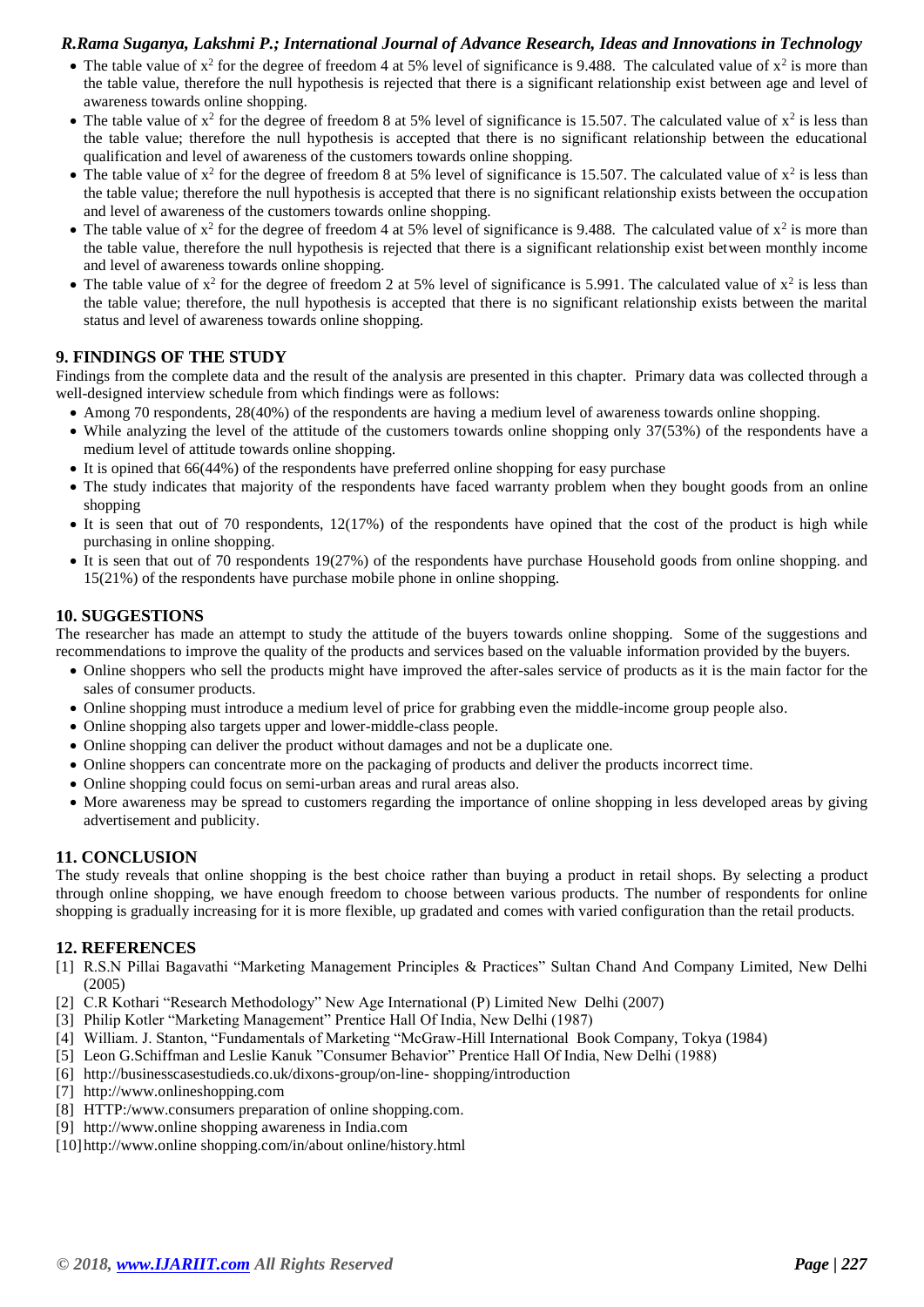- The table value of $x^2$ for the degree of freedom 4 at 5% level of significance is 9.488. The calculated value of $x^2$ is more than the table value, therefore the null hypothesis is rejected that there is a significant relationship exist between age and level of awareness towards online shopping.
- The table value of $x^2$ for the degree of freedom 8 at 5% level of significance is 15.507. The calculated value of $x^2$ is less than the table value; therefore the null hypothesis is accepted that there is no significant relationship between the educational qualification and level of awareness of the customers towards online shopping.
- The table value of $x^2$ for the degree of freedom 8 at 5% level of significance is 15.507. The calculated value of $x^2$ is less than the table value; therefore the null hypothesis is accepted that there is no significant relationship exists between the occupation and level of awareness of the customers towards online shopping.
- The table value of $x^2$ for the degree of freedom 4 at 5% level of significance is 9.488. The calculated value of $x^2$ is more than the table value, therefore the null hypothesis is rejected that there is a significant relationship exist between monthly income and level of awareness towards online shopping.
- The table value of $x^2$ for the degree of freedom 2 at 5% level of significance is 5.991. The calculated value of $x^2$ is less than the table value; therefore, the null hypothesis is accepted that there is no significant relationship exists between the marital status and level of awareness towards online shopping.

## 9. FINDINGS OF THE STUDY

Findings from the complete data and the result of the analysis are presented in this chapter. Primary data was collected through a well-designed interview schedule from which findings were as follows:

- Among 70 respondents, 28(40%) of the respondents are having a medium level of awareness towards online shopping.
- While analyzing the level of the attitude of the customers towards online shopping only 37(53%) of the respondents have a medium level of attitude towards online shopping.
- It is opined that 66(44%) of the respondents have preferred online shopping for easy purchase
- The study indicates that majority of the respondents have faced warranty problem when they bought goods from an online shopping
- It is seen that out of 70 respondents, 12(17%) of the respondents have opined that the cost of the product is high while purchasing in online shopping.
- It is seen that out of 70 respondents 19(27%) of the respondents have purchase Household goods from online shopping. and 15(21%) of the respondents have purchase mobile phone in online shopping.

## 10. SUGGESTIONS

The researcher has made an attempt to study the attitude of the buyers towards online shopping. Some of the suggestions and recommendations to improve the quality of the products and services based on the valuable information provided by the buyers.

- Online shoppers who sell the products might have improved the after-sales service of products as it is the main factor for the sales of consumer products.
- Online shopping must introduce a medium level of price for grabbing even the middle-income group people also.
- Online shopping also targets upper and lower-middle-class people.
- Online shopping can deliver the product without damages and not be a duplicate one.
- Online shoppers can concentrate more on the packaging of products and deliver the products incorrect time.
- Online shopping could focus on semi-urban areas and rural areas also.
- More awareness may be spread to customers regarding the importance of online shopping in less developed areas by giving advertisement and publicity.

## 11. CONCLUSION

The study reveals that online shopping is the best choice rather than buying a product in retail shops. By selecting a product through online shopping, we have enough freedom to choose between various products. The number of respondents for online shopping is gradually increasing for it is more flexible, up gradated and comes with varied configuration than the retail products.

## 12. REFERENCES

[1] R.S.N Pillai Bagavathi "Marketing Management Principles & Practices" Sultan Chand And Company Limited, New Delhi (2005)
[2] C.R Kothari "Research Methodology" New Age International (P) Limited New Delhi (2007)
[3] Philip Kotler "Marketing Management" Prentice Hall Of India, New Delhi (1987)
[4] William. J. Stanton, "Fundamentals of Marketing "McGraw-Hill International Book Company, Tokya (1984)
[5] Leon G.Schiffman and Leslie Kanuk "Consumer Behavior" Prentice Hall Of India, New Delhi (1988)
[6] http://businesscasestudieds.co.uk/dixons-group/on-line- shopping/introduction
[7] http://www.onlineshopping.com
[8] HTTP:/www.consumers preparation of online shopping.com.
[9] http://www.online shopping awareness in India.com
[10] http://www.online shopping.com/in/about online/history.html